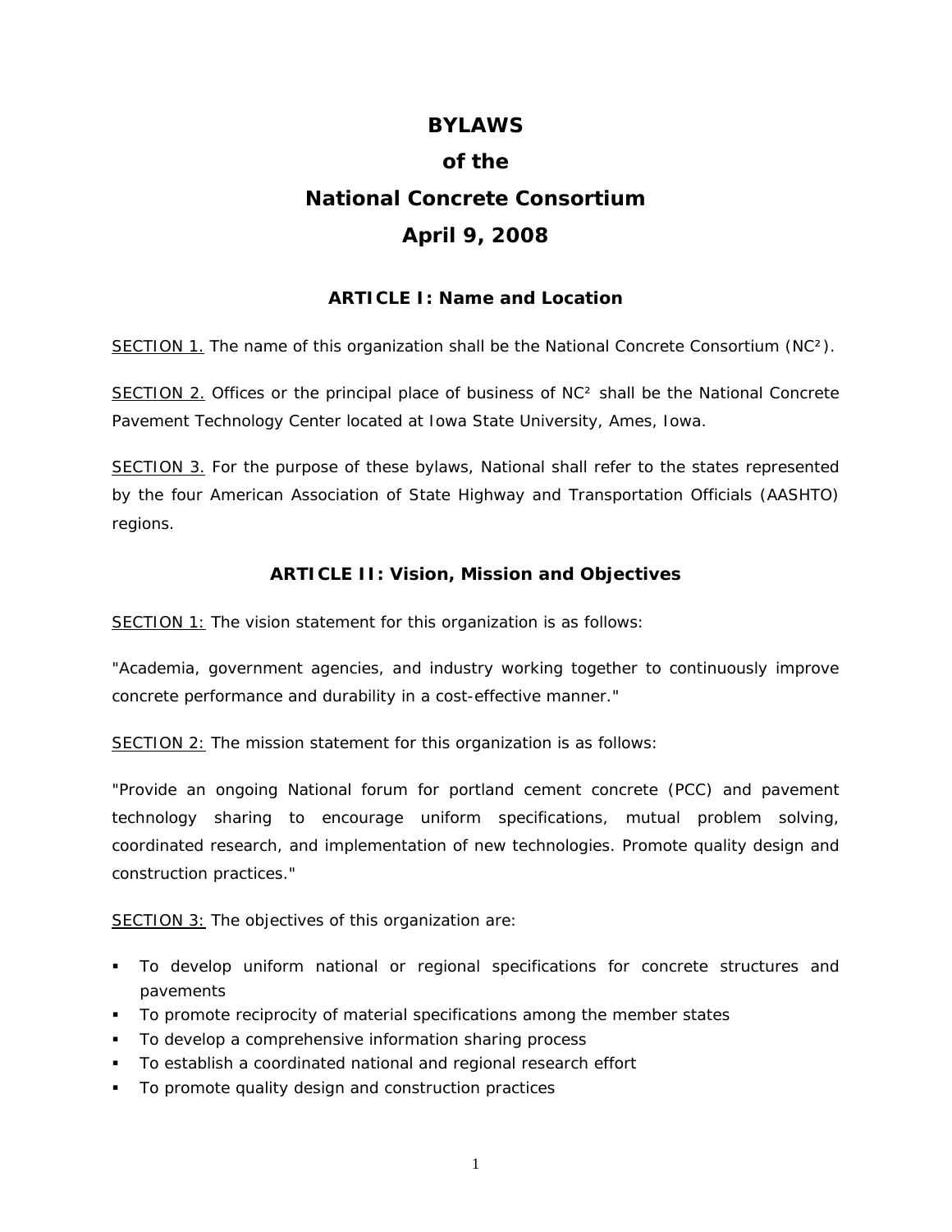# BYLAWS

# of the

# National Concrete Consortium

# April 9, 2008

## ARTICLE I: Name and Location

SECTION 1. The name of this organization shall be the National Concrete Consortium (NC²).

SECTION 2. Offices or the principal place of business of NC² shall be the National Concrete Pavement Technology Center located at Iowa State University, Ames, Iowa.

SECTION 3. For the purpose of these bylaws, National shall refer to the states represented by the four American Association of State Highway and Transportation Officials (AASHTO) regions.

## ARTICLE II: Vision, Mission and Objectives

SECTION 1: The vision statement for this organization is as follows:

"Academia, government agencies, and industry working together to continuously improve concrete performance and durability in a cost-effective manner."

SECTION 2: The mission statement for this organization is as follows:

"Provide an ongoing National forum for portland cement concrete (PCC) and pavement technology sharing to encourage uniform specifications, mutual problem solving, coordinated research, and implementation of new technologies. Promote quality design and construction practices."

SECTION 3: The objectives of this organization are:

- To develop uniform national or regional specifications for concrete structures and pavements
- To promote reciprocity of material specifications among the member states
- To develop a comprehensive information sharing process
- To establish a coordinated national and regional research effort
- To promote quality design and construction practices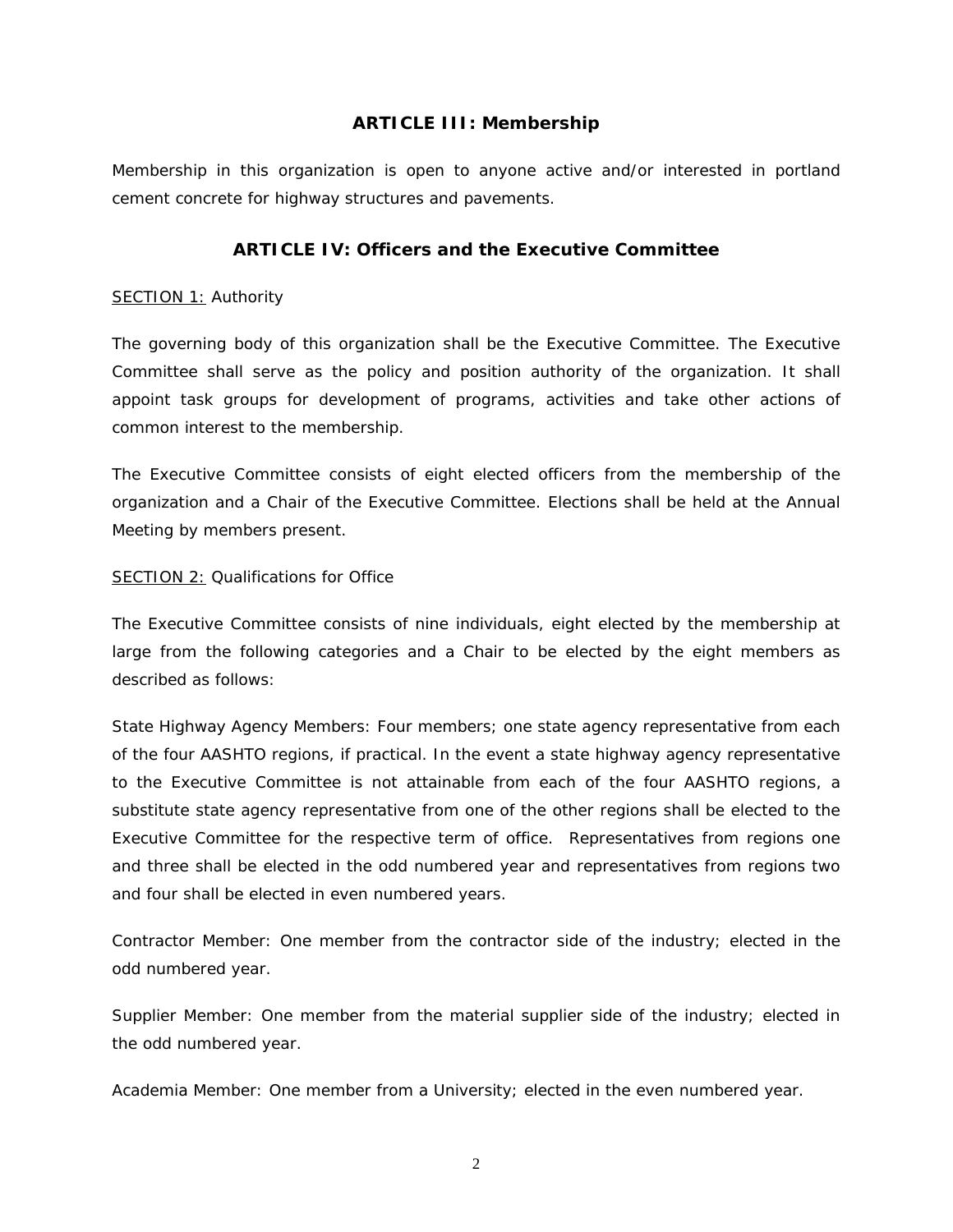## ARTICLE III: Membership

Membership in this organization is open to anyone active and/or interested in portland cement concrete for highway structures and pavements.

## ARTICLE IV: Officers and the Executive Committee

SECTION 1: Authority

The governing body of this organization shall be the Executive Committee. The Executive Committee shall serve as the policy and position authority of the organization. It shall appoint task groups for development of programs, activities and take other actions of common interest to the membership.

The Executive Committee consists of eight elected officers from the membership of the organization and a Chair of the Executive Committee. Elections shall be held at the Annual Meeting by members present.

SECTION 2: Qualifications for Office

The Executive Committee consists of nine individuals, eight elected by the membership at large from the following categories and a Chair to be elected by the eight members as described as follows:

State Highway Agency Members: Four members; one state agency representative from each of the four AASHTO regions, if practical. In the event a state highway agency representative to the Executive Committee is not attainable from each of the four AASHTO regions, a substitute state agency representative from one of the other regions shall be elected to the Executive Committee for the respective term of office. Representatives from regions one and three shall be elected in the odd numbered year and representatives from regions two and four shall be elected in even numbered years.

Contractor Member: One member from the contractor side of the industry; elected in the odd numbered year.

Supplier Member: One member from the material supplier side of the industry; elected in the odd numbered year.

Academia Member: One member from a University; elected in the even numbered year.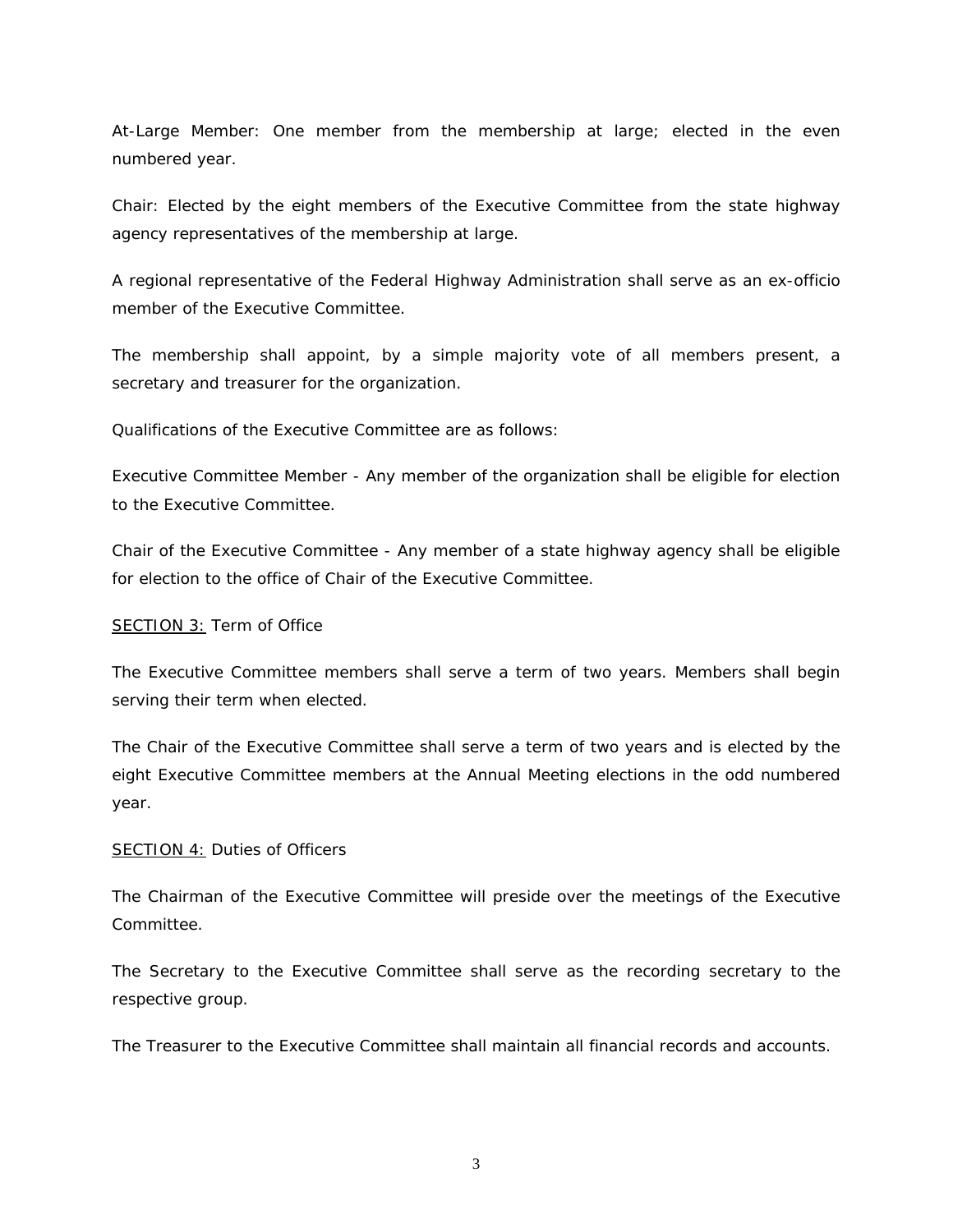At-Large Member: One member from the membership at large; elected in the even numbered year.

Chair: Elected by the eight members of the Executive Committee from the state highway agency representatives of the membership at large.

A regional representative of the Federal Highway Administration shall serve as an ex-officio member of the Executive Committee.

The membership shall appoint, by a simple majority vote of all members present, a secretary and treasurer for the organization.

Qualifications of the Executive Committee are as follows:

Executive Committee Member - Any member of the organization shall be eligible for election to the Executive Committee.

Chair of the Executive Committee - Any member of a state highway agency shall be eligible for election to the office of Chair of the Executive Committee.

<u>SECTION 3:</u> Term of Office

The Executive Committee members shall serve a term of two years. Members shall begin serving their term when elected.

The Chair of the Executive Committee shall serve a term of two years and is elected by the eight Executive Committee members at the Annual Meeting elections in the odd numbered year.

<u>SECTION 4:</u> Duties of Officers

The Chairman of the Executive Committee will preside over the meetings of the Executive Committee.

The Secretary to the Executive Committee shall serve as the recording secretary to the respective group.

The Treasurer to the Executive Committee shall maintain all financial records and accounts.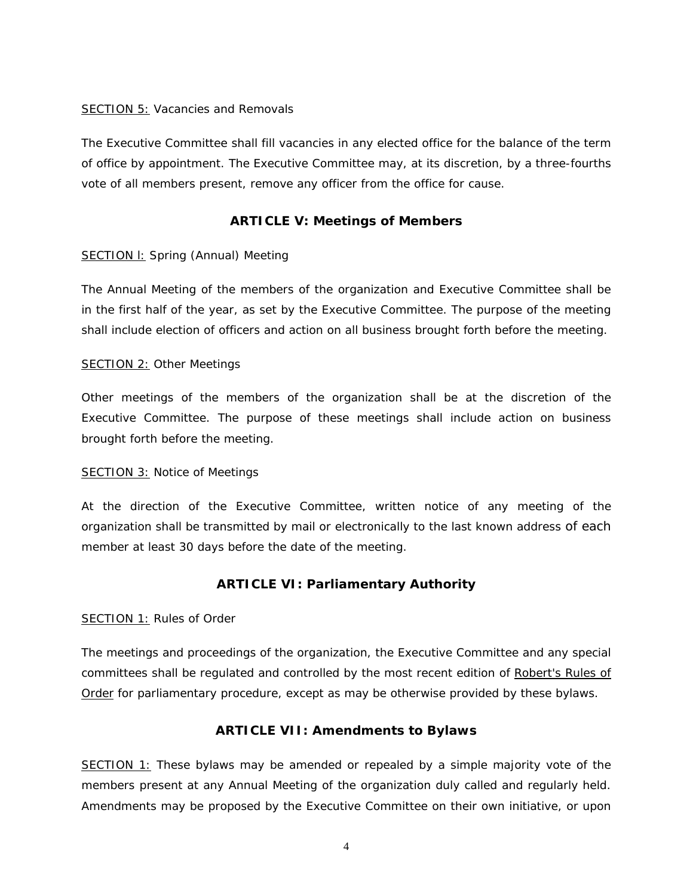SECTION 5: Vacancies and Removals

The Executive Committee shall fill vacancies in any elected office for the balance of the term of office by appointment. The Executive Committee may, at its discretion, by a three-fourths vote of all members present, remove any officer from the office for cause.

## ARTICLE V: Meetings of Members

SECTION l: Spring (Annual) Meeting

The Annual Meeting of the members of the organization and Executive Committee shall be in the first half of the year, as set by the Executive Committee. The purpose of the meeting shall include election of officers and action on all business brought forth before the meeting.

SECTION 2: Other Meetings

Other meetings of the members of the organization shall be at the discretion of the Executive Committee. The purpose of these meetings shall include action on business brought forth before the meeting.

SECTION 3: Notice of Meetings

At the direction of the Executive Committee, written notice of any meeting of the organization shall be transmitted by mail or electronically to the last known address of each member at least 30 days before the date of the meeting.

## ARTICLE VI: Parliamentary Authority

SECTION 1: Rules of Order

The meetings and proceedings of the organization, the Executive Committee and any special committees shall be regulated and controlled by the most recent edition of Robert's Rules of Order for parliamentary procedure, except as may be otherwise provided by these bylaws.

## ARTICLE VII: Amendments to Bylaws

SECTION 1: These bylaws may be amended or repealed by a simple majority vote of the members present at any Annual Meeting of the organization duly called and regularly held. Amendments may be proposed by the Executive Committee on their own initiative, or upon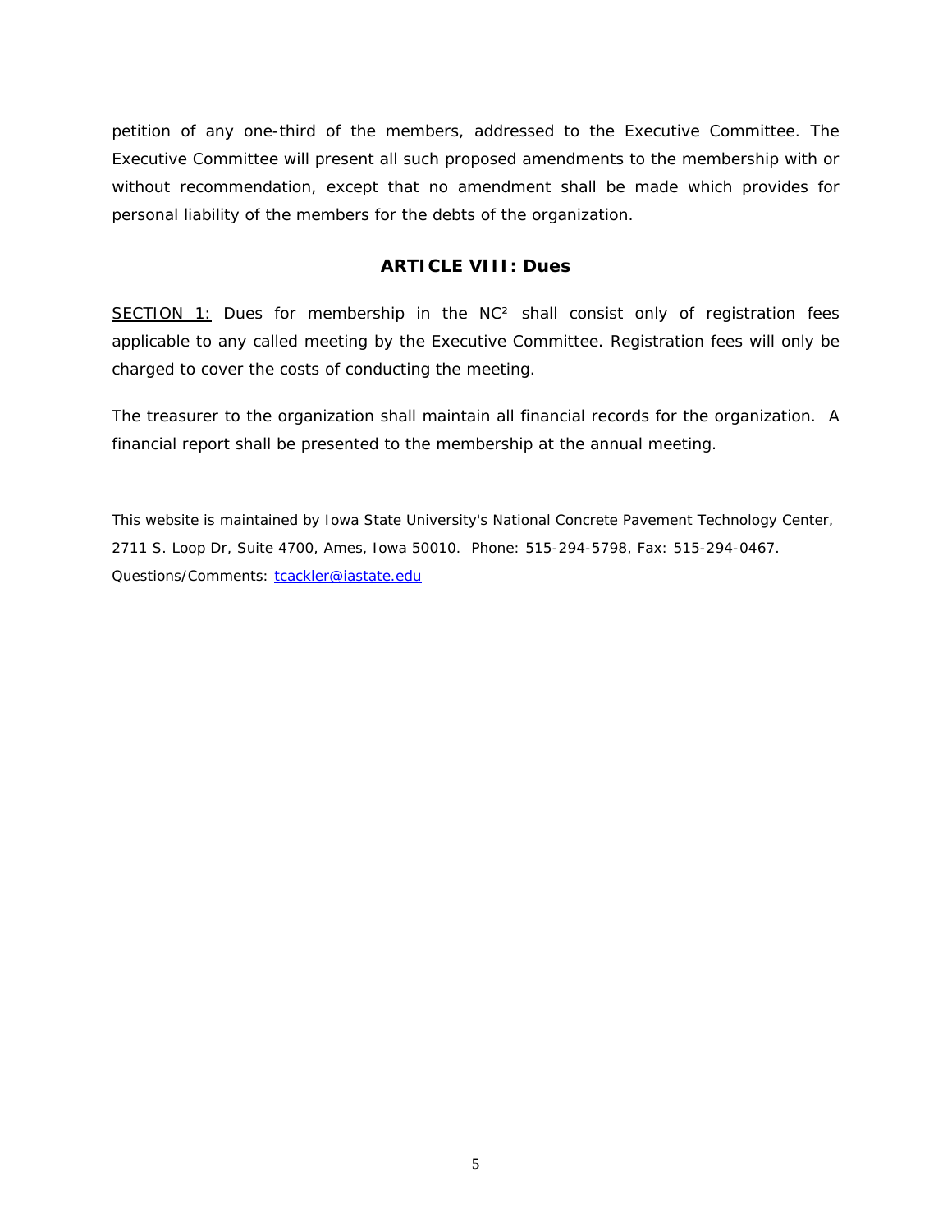petition of any one-third of the members, addressed to the Executive Committee. The Executive Committee will present all such proposed amendments to the membership with or without recommendation, except that no amendment shall be made which provides for personal liability of the members for the debts of the organization.

## ARTICLE VIII: Dues

<u>SECTION 1:</u> Dues for membership in the NC² shall consist only of registration fees applicable to any called meeting by the Executive Committee. Registration fees will only be charged to cover the costs of conducting the meeting.

The treasurer to the organization shall maintain all financial records for the organization. A financial report shall be presented to the membership at the annual meeting.

This website is maintained by Iowa State University's National Concrete Pavement Technology Center, 2711 S. Loop Dr, Suite 4700, Ames, Iowa 50010. Phone: 515-294-5798, Fax: 515-294-0467. Questions/Comments: [tcackler@iastate.edu](mailto:tcackler@iastate.edu)